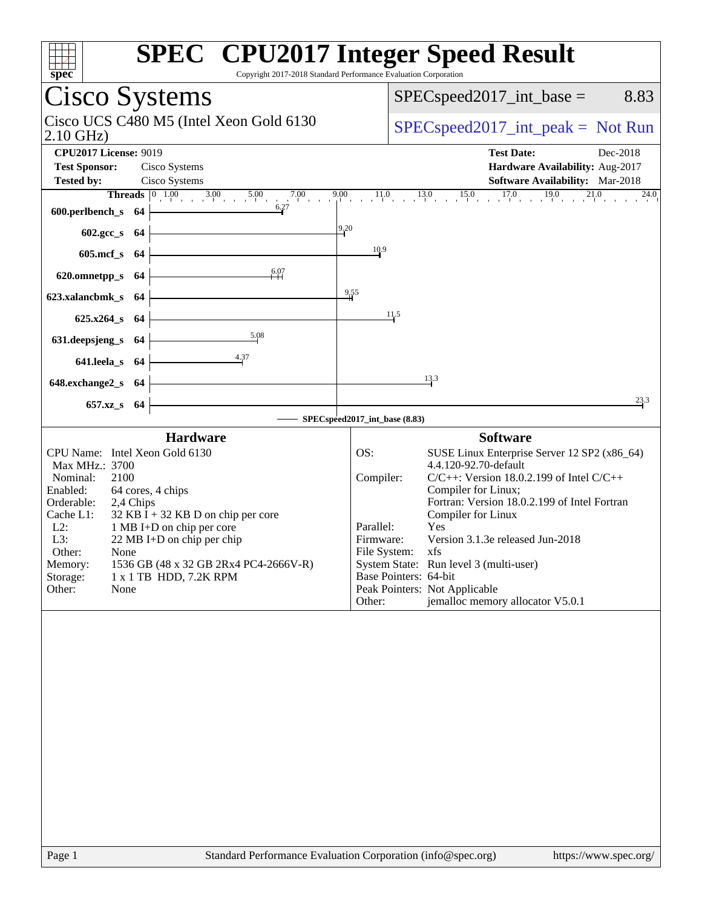# SPEC CPU2017 Integer Speed Result

Copyright 2017-2018 Standard Performance Evaluation Corporation

## Cisco Systems

Cisco UCS C480 M5 (Intel Xeon Gold 6130 2.10 GHz)

SPECspeed2017_int_base = 8.83

SPECspeed2017_int_peak = Not Run

**CPU2017 License:** 9019
**Test Sponsor:** Cisco Systems
**Tested by:** Cisco Systems

**Test Date:** Dec-2018
**Hardware Availability:** Aug-2017
**Software Availability:** Mar-2018

| Benchmark | Threads | Base |
|---|---|---|
| 600.perlbench_s | 64 | 6.27 |
| 602.gcc_s | 64 | 9.20 |
| 605.mcf_s | 64 | 10.9 |
| 620.omnetpp_s | 64 | 6.07 |
| 623.xalancbmk_s | 64 | 9.55 |
| 625.x264_s | 64 | 11.5 |
| 631.deepsjeng_s | 64 | 5.08 |
| 641.leela_s | 64 | 4.37 |
| 648.exchange2_s | 64 | 13.3 |
| 657.xz_s | 64 | 23.3 |

SPECspeed2017_int_base (8.83)

### Hardware

| | |
|---|---|
| CPU Name: | Intel Xeon Gold 6130 |
| Max MHz.: | 3700 |
| Nominal: | 2100 |
| Enabled: | 64 cores, 4 chips |
| Orderable: | 2,4 Chips |
| Cache L1: | 32 KB I + 32 KB D on chip per core |
| L2: | 1 MB I+D on chip per core |
| L3: | 22 MB I+D on chip per chip |
| Other: | None |
| Memory: | 1536 GB (48 x 32 GB 2Rx4 PC4-2666V-R) |
| Storage: | 1 x 1 TB HDD, 7.2K RPM |
| Other: | None |

### Software

| | |
|---|---|
| OS: | SUSE Linux Enterprise Server 12 SP2 (x86_64) 4.4.120-92.70-default |
| Compiler: | C/C++: Version 18.0.2.199 of Intel C/C++ Compiler for Linux; Fortran: Version 18.0.2.199 of Intel Fortran Compiler for Linux |
| Parallel: | Yes |
| Firmware: | Version 3.1.3e released Jun-2018 |
| File System: | xfs |
| System State: | Run level 3 (multi-user) |
| Base Pointers: | 64-bit |
| Peak Pointers: | Not Applicable |
| Other: | jemalloc memory allocator V5.0.1 |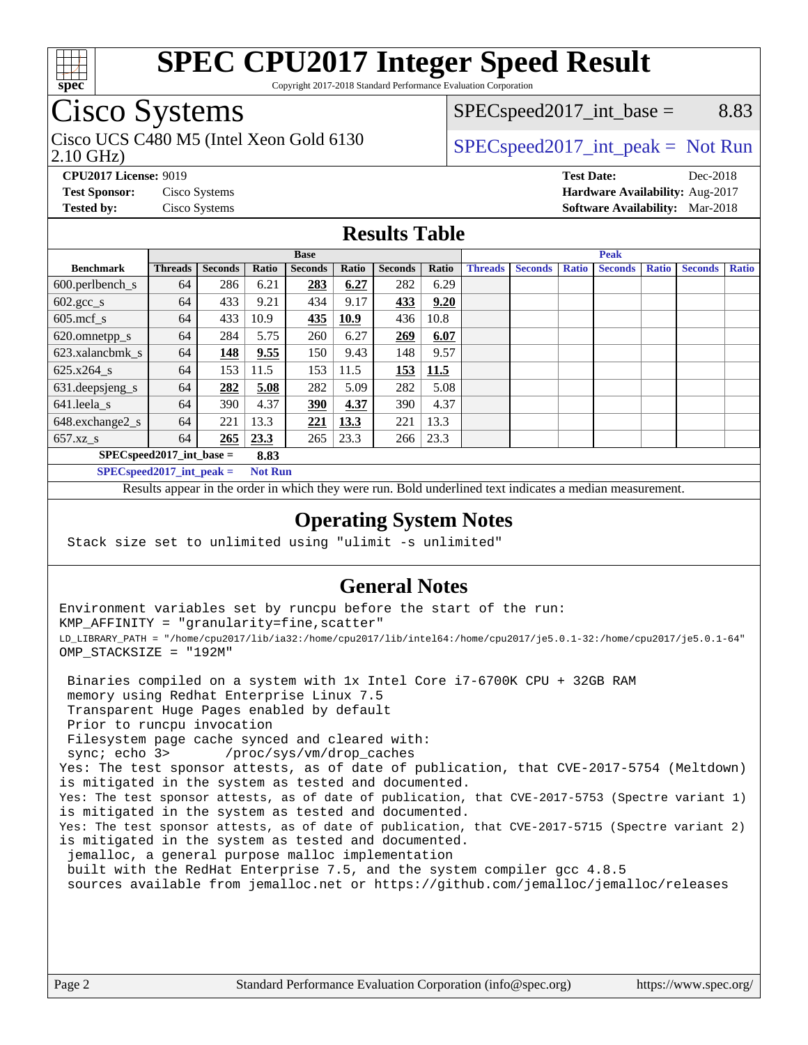# SPEC CPU2017 Integer Speed Result

Copyright 2017-2018 Standard Performance Evaluation Corporation

## Cisco Systems

Cisco UCS C480 M5 (Intel Xeon Gold 6130 2.10 GHz)

SPECspeed2017_int_base = 8.83

SPECspeed2017_int_peak = Not Run

**CPU2017 License:** 9019
**Test Sponsor:** Cisco Systems
**Tested by:** Cisco Systems

**Test Date:** Dec-2018
**Hardware Availability:** Aug-2017
**Software Availability:** Mar-2018

## Results Table

| Benchmark | Base | | | | | | | Peak | | | | | | |
|---|---|---|---|---|---|---|---|---|---|---|---|---|---|---|
| | Threads | Seconds | Ratio | Seconds | Ratio | Seconds | Ratio | Threads | Seconds | Ratio | Seconds | Ratio | Seconds | Ratio |
| 600.perlbench_s | 64 | 286 | 6.21 | **283** | **6.27** | 282 | 6.29 | | | | | | | |
| 602.gcc_s | 64 | 433 | 9.21 | 434 | 9.17 | **433** | **9.20** | | | | | | | |
| 605.mcf_s | 64 | 433 | 10.9 | **435** | **10.9** | 436 | 10.8 | | | | | | | |
| 620.omnetpp_s | 64 | 284 | 5.75 | 260 | 6.27 | **269** | **6.07** | | | | | | | |
| 623.xalancbmk_s | 64 | **148** | **9.55** | 150 | 9.43 | 148 | 9.57 | | | | | | | |
| 625.x264_s | 64 | 153 | 11.5 | 153 | 11.5 | **153** | **11.5** | | | | | | | |
| 631.deepsjeng_s | 64 | **282** | **5.08** | 282 | 5.09 | 282 | 5.08 | | | | | | | |
| 641.leela_s | 64 | 390 | 4.37 | **390** | **4.37** | 390 | 4.37 | | | | | | | |
| 648.exchange2_s | 64 | 221 | 13.3 | **221** | **13.3** | 221 | 13.3 | | | | | | | |
| 657.xz_s | 64 | **265** | **23.3** | 265 | 23.3 | 266 | 23.3 | | | | | | | |

SPECspeed2017_int_base = **8.83**

SPECspeed2017_int_peak = **Not Run**

Results appear in the order in which they were run. Bold underlined text indicates a median measurement.

## Operating System Notes

```
Stack size set to unlimited using "ulimit -s unlimited"
```

## General Notes

```
Environment variables set by runcpu before the start of the run:
KMP_AFFINITY = "granularity=fine,scatter"
LD_LIBRARY_PATH = "/home/cpu2017/lib/ia32:/home/cpu2017/lib/intel64:/home/cpu2017/je5.0.1-32:/home/cpu2017/je5.0.1-64"
OMP_STACKSIZE = "192M"

 Binaries compiled on a system with 1x Intel Core i7-6700K CPU + 32GB RAM
 memory using Redhat Enterprise Linux 7.5
 Transparent Huge Pages enabled by default
 Prior to runcpu invocation
 Filesystem page cache synced and cleared with:
 sync; echo 3>       /proc/sys/vm/drop_caches
Yes: The test sponsor attests, as of date of publication, that CVE-2017-5754 (Meltdown)
is mitigated in the system as tested and documented.
Yes: The test sponsor attests, as of date of publication, that CVE-2017-5753 (Spectre variant 1)
is mitigated in the system as tested and documented.
Yes: The test sponsor attests, as of date of publication, that CVE-2017-5715 (Spectre variant 2)
is mitigated in the system as tested and documented.
 jemalloc, a general purpose malloc implementation
 built with the RedHat Enterprise 7.5, and the system compiler gcc 4.8.5
 sources available from jemalloc.net or https://github.com/jemalloc/jemalloc/releases
```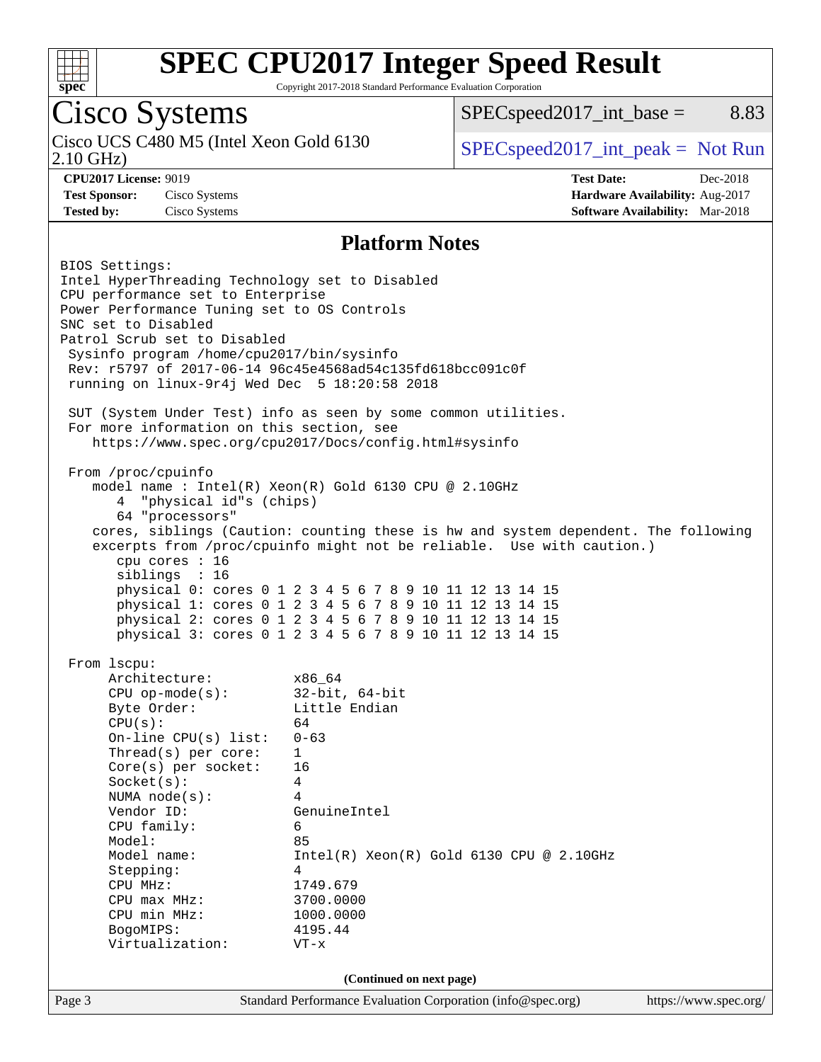# SPEC CPU2017 Integer Speed Result

Copyright 2017-2018 Standard Performance Evaluation Corporation

## Cisco Systems

Cisco UCS C480 M5 (Intel Xeon Gold 6130 2.10 GHz)

SPECspeed2017_int_base = 8.83

SPECspeed2017_int_peak = Not Run

**CPU2017 License:** 9019
**Test Sponsor:** Cisco Systems
**Tested by:** Cisco Systems
**Test Date:** Dec-2018
**Hardware Availability:** Aug-2017
**Software Availability:** Mar-2018

### Platform Notes

```
BIOS Settings:
Intel HyperThreading Technology set to Disabled
CPU performance set to Enterprise
Power Performance Tuning set to OS Controls
SNC set to Disabled
Patrol Scrub set to Disabled
 Sysinfo program /home/cpu2017/bin/sysinfo
 Rev: r5797 of 2017-06-14 96c45e4568ad54c135fd618bcc091c0f
 running on linux-9r4j Wed Dec  5 18:20:58 2018

 SUT (System Under Test) info as seen by some common utilities.
 For more information on this section, see
    https://www.spec.org/cpu2017/Docs/config.html#sysinfo

 From /proc/cpuinfo
    model name : Intel(R) Xeon(R) Gold 6130 CPU @ 2.10GHz
       4  "physical id"s (chips)
       64 "processors"
    cores, siblings (Caution: counting these is hw and system dependent. The following
    excerpts from /proc/cpuinfo might not be reliable.  Use with caution.)
       cpu cores : 16
       siblings  : 16
       physical 0: cores 0 1 2 3 4 5 6 7 8 9 10 11 12 13 14 15
       physical 1: cores 0 1 2 3 4 5 6 7 8 9 10 11 12 13 14 15
       physical 2: cores 0 1 2 3 4 5 6 7 8 9 10 11 12 13 14 15
       physical 3: cores 0 1 2 3 4 5 6 7 8 9 10 11 12 13 14 15

 From lscpu:
      Architecture:          x86_64
      CPU op-mode(s):        32-bit, 64-bit
      Byte Order:            Little Endian
      CPU(s):                64
      On-line CPU(s) list:   0-63
      Thread(s) per core:    1
      Core(s) per socket:    16
      Socket(s):             4
      NUMA node(s):          4
      Vendor ID:             GenuineIntel
      CPU family:            6
      Model:                 85
      Model name:            Intel(R) Xeon(R) Gold 6130 CPU @ 2.10GHz
      Stepping:              4
      CPU MHz:               1749.679
      CPU max MHz:           3700.0000
      CPU min MHz:           1000.0000
      BogoMIPS:              4195.44
      Virtualization:        VT-x
```

(Continued on next page)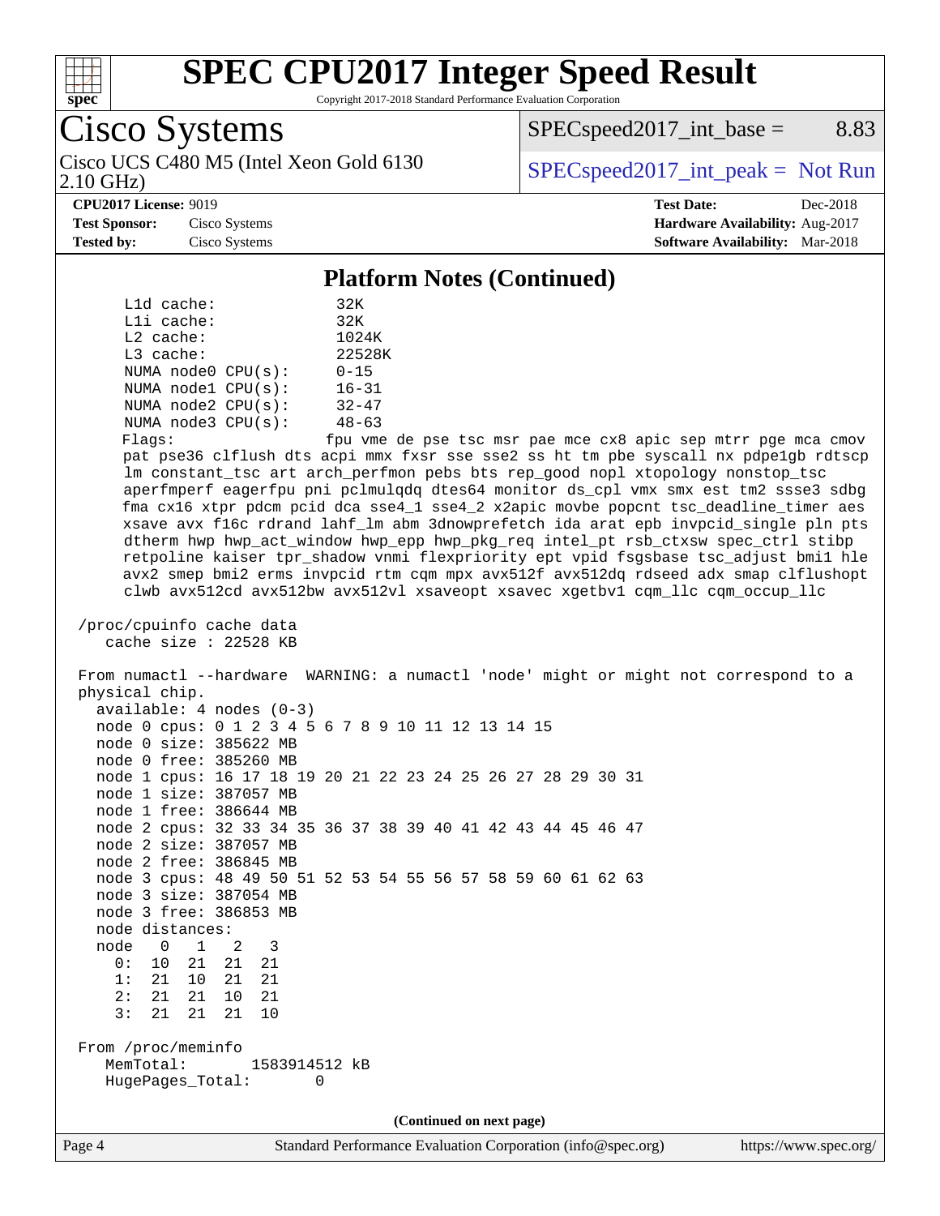# SPEC CPU2017 Integer Speed Result

Copyright 2017-2018 Standard Performance Evaluation Corporation

## Cisco Systems

Cisco UCS C480 M5 (Intel Xeon Gold 6130 2.10 GHz)

SPECspeed2017_int_base = 8.83

SPECspeed2017_int_peak = Not Run

**CPU2017 License:** 9019
**Test Sponsor:** Cisco Systems
**Tested by:** Cisco Systems

**Test Date:** Dec-2018
**Hardware Availability:** Aug-2017
**Software Availability:** Mar-2018

### Platform Notes (Continued)

```
     L1d cache:               32K
     L1i cache:               32K
     L2 cache:                1024K
     L3 cache:                22528K
     NUMA node0 CPU(s):       0-15
     NUMA node1 CPU(s):       16-31
     NUMA node2 CPU(s):       32-47
     NUMA node3 CPU(s):       48-63
     Flags:                   fpu vme de pse tsc msr pae mce cx8 apic sep mtrr pge mca cmov
     pat pse36 clflush dts acpi mmx fxsr sse sse2 ss ht tm pbe syscall nx pdpe1gb rdtscp
     lm constant_tsc art arch_perfmon pebs bts rep_good nopl xtopology nonstop_tsc
     aperfmperf eagerfpu pni pclmulqdq dtes64 monitor ds_cpl vmx smx est tm2 ssse3 sdbg
     fma cx16 xtpr pdcm pcid dca sse4_1 sse4_2 x2apic movbe popcnt tsc_deadline_timer aes
     xsave avx f16c rdrand lahf_lm abm 3dnowprefetch ida arat epb invpcid_single pln pts
     dtherm hwp hwp_act_window hwp_epp hwp_pkg_req intel_pt rsb_ctxsw spec_ctrl stibp
     retpoline kaiser tpr_shadow vnmi flexpriority ept vpid fsgsbase tsc_adjust bmi1 hle
     avx2 smep bmi2 erms invpcid rtm cqm mpx avx512f avx512dq rdseed adx smap clflushopt
     clwb avx512cd avx512bw avx512vl xsaveopt xsavec xgetbv1 cqm_llc cqm_occup_llc

 /proc/cpuinfo cache data
    cache size : 22528 KB

 From numactl --hardware  WARNING: a numactl 'node' might or might not correspond to a
 physical chip.
   available: 4 nodes (0-3)
   node 0 cpus: 0 1 2 3 4 5 6 7 8 9 10 11 12 13 14 15
   node 0 size: 385622 MB
   node 0 free: 385260 MB
   node 1 cpus: 16 17 18 19 20 21 22 23 24 25 26 27 28 29 30 31
   node 1 size: 387057 MB
   node 1 free: 386644 MB
   node 2 cpus: 32 33 34 35 36 37 38 39 40 41 42 43 44 45 46 47
   node 2 size: 387057 MB
   node 2 free: 386845 MB
   node 3 cpus: 48 49 50 51 52 53 54 55 56 57 58 59 60 61 62 63
   node 3 size: 387054 MB
   node 3 free: 386853 MB
   node distances:
   node   0   1   2   3
     0:  10  21  21  21
     1:  21  10  21  21
     2:  21  21  10  21
     3:  21  21  21  10

 From /proc/meminfo
    MemTotal:       1583914512 kB
    HugePages_Total:       0
```

(Continued on next page)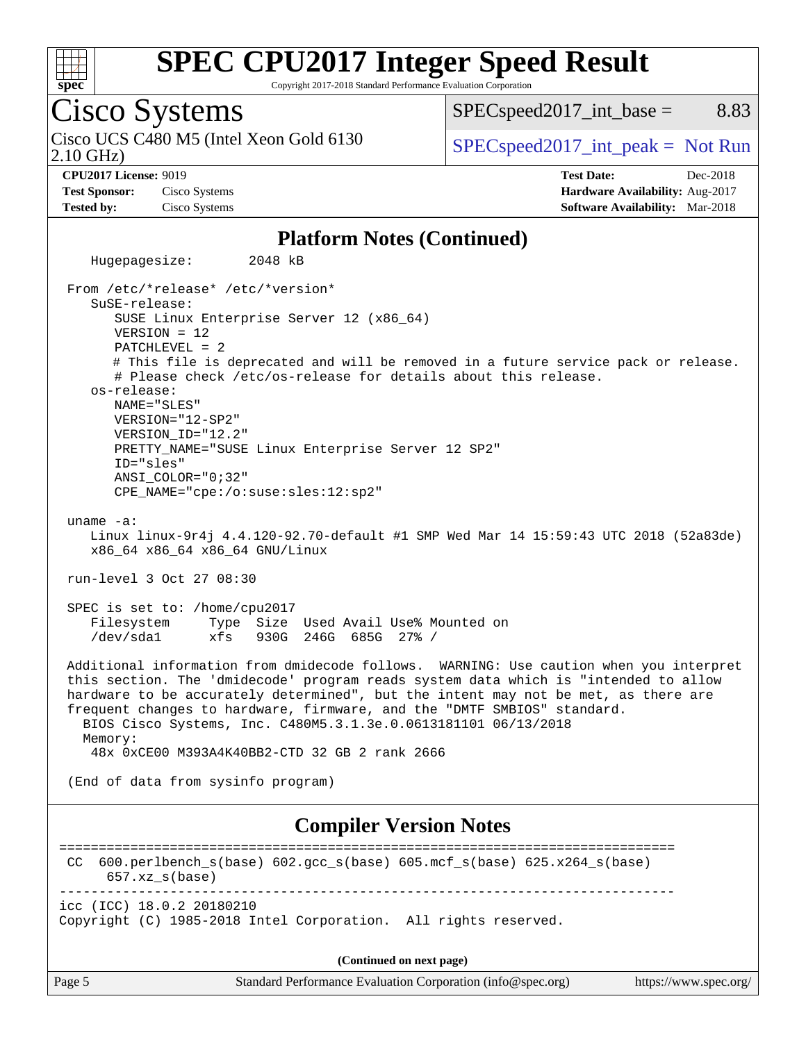# SPEC CPU2017 Integer Speed Result

Copyright 2017-2018 Standard Performance Evaluation Corporation

## Cisco Systems

Cisco UCS C480 M5 (Intel Xeon Gold 6130 2.10 GHz)

SPECspeed2017_int_base = 8.83

SPECspeed2017_int_peak = Not Run

**CPU2017 License:** 9019
**Test Sponsor:** Cisco Systems
**Tested by:** Cisco Systems

**Test Date:** Dec-2018
**Hardware Availability:** Aug-2017
**Software Availability:** Mar-2018

### Platform Notes (Continued)

```
   Hugepagesize:        2048 kB

 From /etc/*release* /etc/*version*
    SuSE-release:
       SUSE Linux Enterprise Server 12 (x86_64)
       VERSION = 12
       PATCHLEVEL = 2
       # This file is deprecated and will be removed in a future service pack or release.
       # Please check /etc/os-release for details about this release.
    os-release:
       NAME="SLES"
       VERSION="12-SP2"
       VERSION_ID="12.2"
       PRETTY_NAME="SUSE Linux Enterprise Server 12 SP2"
       ID="sles"
       ANSI_COLOR="0;32"
       CPE_NAME="cpe:/o:suse:sles:12:sp2"

 uname -a:
    Linux linux-9r4j 4.4.120-92.70-default #1 SMP Wed Mar 14 15:59:43 UTC 2018 (52a83de)
    x86_64 x86_64 x86_64 GNU/Linux

 run-level 3 Oct 27 08:30

 SPEC is set to: /home/cpu2017
    Filesystem     Type  Size  Used Avail Use% Mounted on
    /dev/sda1      xfs   930G  246G  685G  27% /

 Additional information from dmidecode follows.  WARNING: Use caution when you interpret
 this section. The 'dmidecode' program reads system data which is "intended to allow
 hardware to be accurately determined", but the intent may not be met, as there are
 frequent changes to hardware, firmware, and the "DMTF SMBIOS" standard.
   BIOS Cisco Systems, Inc. C480M5.3.1.3e.0.0613181101 06/13/2018
   Memory:
    48x 0xCE00 M393A4K40BB2-CTD 32 GB 2 rank 2666

 (End of data from sysinfo program)
```

### Compiler Version Notes

```
==============================================================================
CC  600.perlbench_s(base) 602.gcc_s(base) 605.mcf_s(base) 625.x264_s(base)
      657.xz_s(base)
------------------------------------------------------------------------------
icc (ICC) 18.0.2 20180210
Copyright (C) 1985-2018 Intel Corporation.  All rights reserved.
```

(Continued on next page)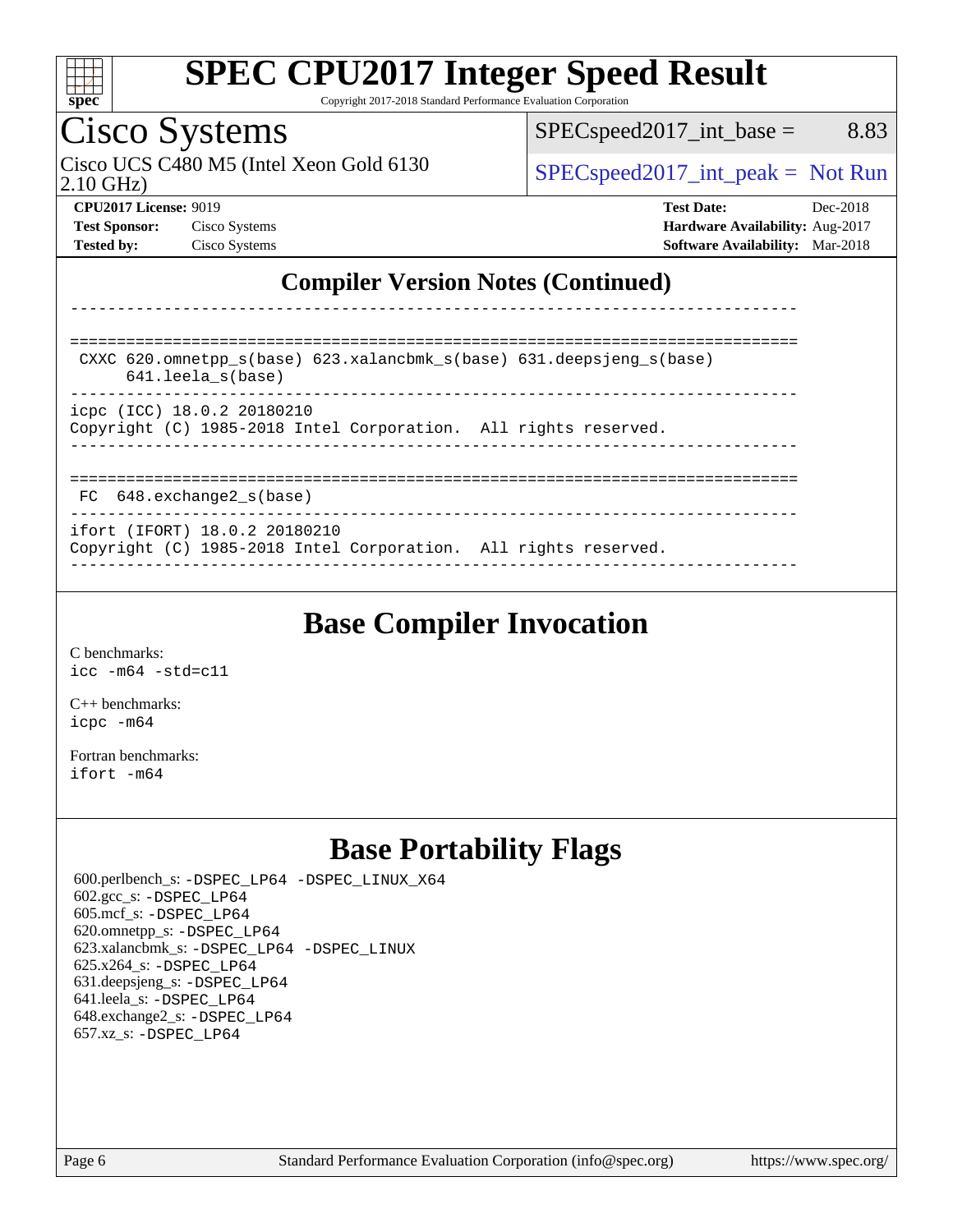## Compiler Version Notes (Continued)

```
------------------------------------------------------------------------------

==============================================================================
 CXXC 620.omnetpp_s(base) 623.xalancbmk_s(base) 631.deepsjeng_s(base)
      641.leela_s(base)
------------------------------------------------------------------------------
icpc (ICC) 18.0.2 20180210
Copyright (C) 1985-2018 Intel Corporation.  All rights reserved.
------------------------------------------------------------------------------

==============================================================================
 FC  648.exchange2_s(base)
------------------------------------------------------------------------------
ifort (IFORT) 18.0.2 20180210
Copyright (C) 1985-2018 Intel Corporation.  All rights reserved.
------------------------------------------------------------------------------
```

## Base Compiler Invocation

C benchmarks:
`icc -m64 -std=c11`

C++ benchmarks:
`icpc -m64`

Fortran benchmarks:
`ifort -m64`

## Base Portability Flags

600.perlbench_s: -DSPEC_LP64 -DSPEC_LINUX_X64
602.gcc_s: -DSPEC_LP64
605.mcf_s: -DSPEC_LP64
620.omnetpp_s: -DSPEC_LP64
623.xalancbmk_s: -DSPEC_LP64 -DSPEC_LINUX
625.x264_s: -DSPEC_LP64
631.deepsjeng_s: -DSPEC_LP64
641.leela_s: -DSPEC_LP64
648.exchange2_s: -DSPEC_LP64
657.xz_s: -DSPEC_LP64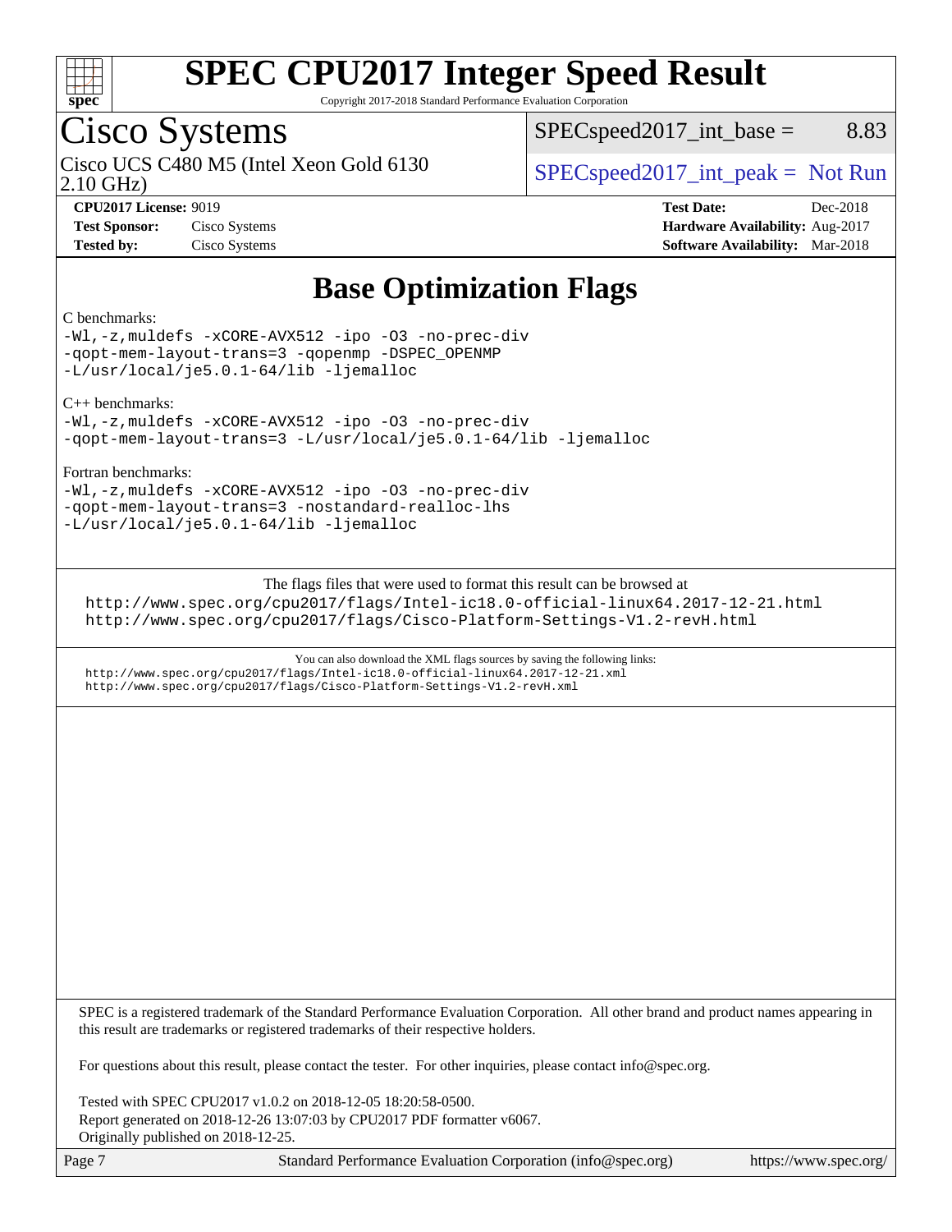# SPEC CPU2017 Integer Speed Result

Copyright 2017-2018 Standard Performance Evaluation Corporation

## Cisco Systems

Cisco UCS C480 M5 (Intel Xeon Gold 6130 2.10 GHz)

SPECspeed2017_int_base = 8.83

SPECspeed2017_int_peak = Not Run

**CPU2017 License:** 9019
**Test Sponsor:** Cisco Systems
**Tested by:** Cisco Systems

**Test Date:** Dec-2018
**Hardware Availability:** Aug-2017
**Software Availability:** Mar-2018

## Base Optimization Flags

C benchmarks:

```
-Wl,-z,muldefs -xCORE-AVX512 -ipo -O3 -no-prec-div
-qopt-mem-layout-trans=3 -qopenmp -DSPEC_OPENMP
-L/usr/local/je5.0.1-64/lib -ljemalloc
```

C++ benchmarks:

```
-Wl,-z,muldefs -xCORE-AVX512 -ipo -O3 -no-prec-div
-qopt-mem-layout-trans=3 -L/usr/local/je5.0.1-64/lib -ljemalloc
```

Fortran benchmarks:

```
-Wl,-z,muldefs -xCORE-AVX512 -ipo -O3 -no-prec-div
-qopt-mem-layout-trans=3 -nostandard-realloc-lhs
-L/usr/local/je5.0.1-64/lib -ljemalloc
```

The flags files that were used to format this result can be browsed at
http://www.spec.org/cpu2017/flags/Intel-ic18.0-official-linux64.2017-12-21.html
http://www.spec.org/cpu2017/flags/Cisco-Platform-Settings-V1.2-revH.html

You can also download the XML flags sources by saving the following links:
http://www.spec.org/cpu2017/flags/Intel-ic18.0-official-linux64.2017-12-21.xml
http://www.spec.org/cpu2017/flags/Cisco-Platform-Settings-V1.2-revH.xml

SPEC is a registered trademark of the Standard Performance Evaluation Corporation. All other brand and product names appearing in this result are trademarks or registered trademarks of their respective holders.

For questions about this result, please contact the tester. For other inquiries, please contact info@spec.org.

Tested with SPEC CPU2017 v1.0.2 on 2018-12-05 18:20:58-0500.
Report generated on 2018-12-26 13:07:03 by CPU2017 PDF formatter v6067.
Originally published on 2018-12-25.